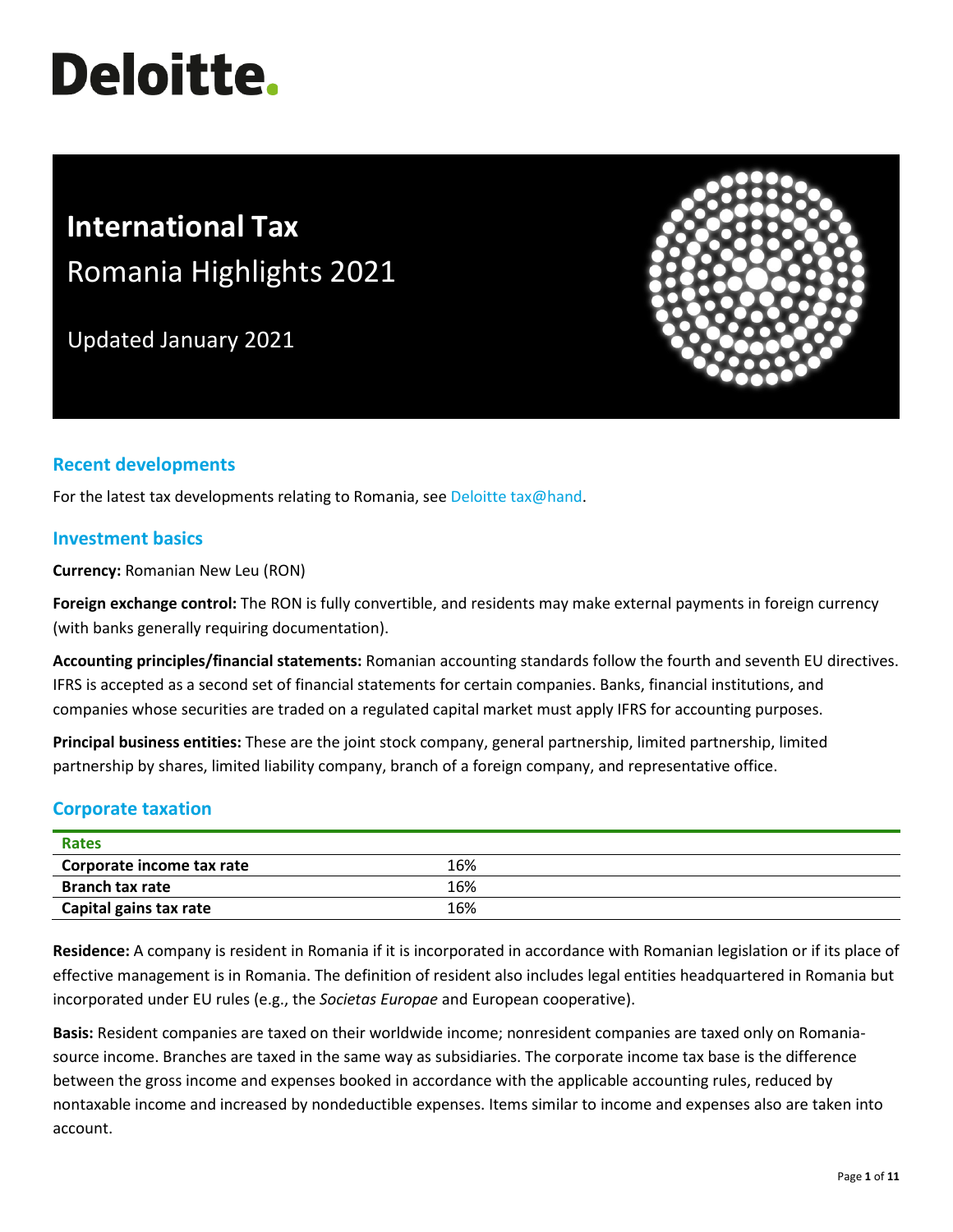# Deloitte.

# International Tax
## Romania Highlights 2021

Updated January 2021

## Recent developments

For the latest tax developments relating to Romania, see Deloitte tax@hand.

## Investment basics

**Currency:** Romanian New Leu (RON)

**Foreign exchange control:** The RON is fully convertible, and residents may make external payments in foreign currency (with banks generally requiring documentation).

**Accounting principles/financial statements:** Romanian accounting standards follow the fourth and seventh EU directives. IFRS is accepted as a second set of financial statements for certain companies. Banks, financial institutions, and companies whose securities are traded on a regulated capital market must apply IFRS for accounting purposes.

**Principal business entities:** These are the joint stock company, general partnership, limited partnership, limited partnership by shares, limited liability company, branch of a foreign company, and representative office.

## Corporate taxation

| Rates | |
|---|---|
| **Corporate income tax rate** | 16% |
| **Branch tax rate** | 16% |
| **Capital gains tax rate** | 16% |

**Residence:** A company is resident in Romania if it is incorporated in accordance with Romanian legislation or if its place of effective management is in Romania. The definition of resident also includes legal entities headquartered in Romania but incorporated under EU rules (e.g., the *Societas Europae* and European cooperative).

**Basis:** Resident companies are taxed on their worldwide income; nonresident companies are taxed only on Romania-source income. Branches are taxed in the same way as subsidiaries. The corporate income tax base is the difference between the gross income and expenses booked in accordance with the applicable accounting rules, reduced by nontaxable income and increased by nondeductible expenses. Items similar to income and expenses also are taken into account.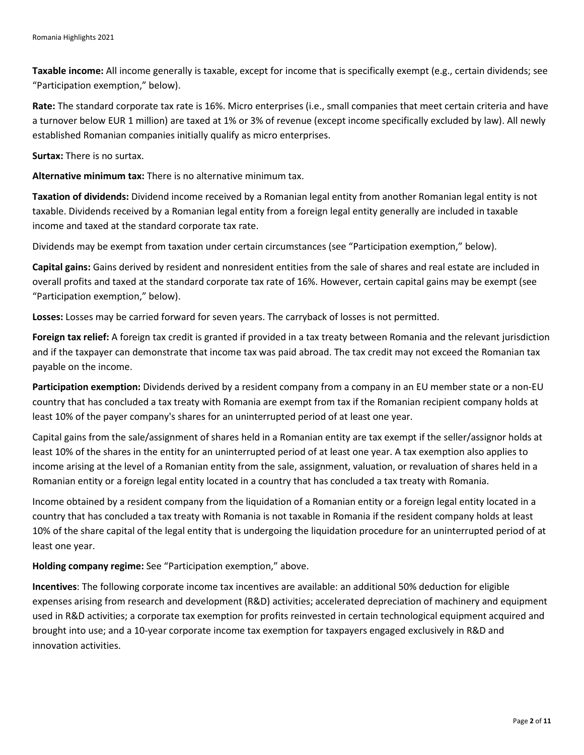**Taxable income:** All income generally is taxable, except for income that is specifically exempt (e.g., certain dividends; see "Participation exemption," below).

**Rate:** The standard corporate tax rate is 16%. Micro enterprises (i.e., small companies that meet certain criteria and have a turnover below EUR 1 million) are taxed at 1% or 3% of revenue (except income specifically excluded by law). All newly established Romanian companies initially qualify as micro enterprises.

**Surtax:** There is no surtax.

**Alternative minimum tax:** There is no alternative minimum tax.

**Taxation of dividends:** Dividend income received by a Romanian legal entity from another Romanian legal entity is not taxable. Dividends received by a Romanian legal entity from a foreign legal entity generally are included in taxable income and taxed at the standard corporate tax rate.

Dividends may be exempt from taxation under certain circumstances (see "Participation exemption," below).

**Capital gains:** Gains derived by resident and nonresident entities from the sale of shares and real estate are included in overall profits and taxed at the standard corporate tax rate of 16%. However, certain capital gains may be exempt (see "Participation exemption," below).

**Losses:** Losses may be carried forward for seven years. The carryback of losses is not permitted.

**Foreign tax relief:** A foreign tax credit is granted if provided in a tax treaty between Romania and the relevant jurisdiction and if the taxpayer can demonstrate that income tax was paid abroad. The tax credit may not exceed the Romanian tax payable on the income.

**Participation exemption:** Dividends derived by a resident company from a company in an EU member state or a non-EU country that has concluded a tax treaty with Romania are exempt from tax if the Romanian recipient company holds at least 10% of the payer company's shares for an uninterrupted period of at least one year.

Capital gains from the sale/assignment of shares held in a Romanian entity are tax exempt if the seller/assignor holds at least 10% of the shares in the entity for an uninterrupted period of at least one year. A tax exemption also applies to income arising at the level of a Romanian entity from the sale, assignment, valuation, or revaluation of shares held in a Romanian entity or a foreign legal entity located in a country that has concluded a tax treaty with Romania.

Income obtained by a resident company from the liquidation of a Romanian entity or a foreign legal entity located in a country that has concluded a tax treaty with Romania is not taxable in Romania if the resident company holds at least 10% of the share capital of the legal entity that is undergoing the liquidation procedure for an uninterrupted period of at least one year.

**Holding company regime:** See "Participation exemption," above.

**Incentives**: The following corporate income tax incentives are available: an additional 50% deduction for eligible expenses arising from research and development (R&D) activities; accelerated depreciation of machinery and equipment used in R&D activities; a corporate tax exemption for profits reinvested in certain technological equipment acquired and brought into use; and a 10-year corporate income tax exemption for taxpayers engaged exclusively in R&D and innovation activities.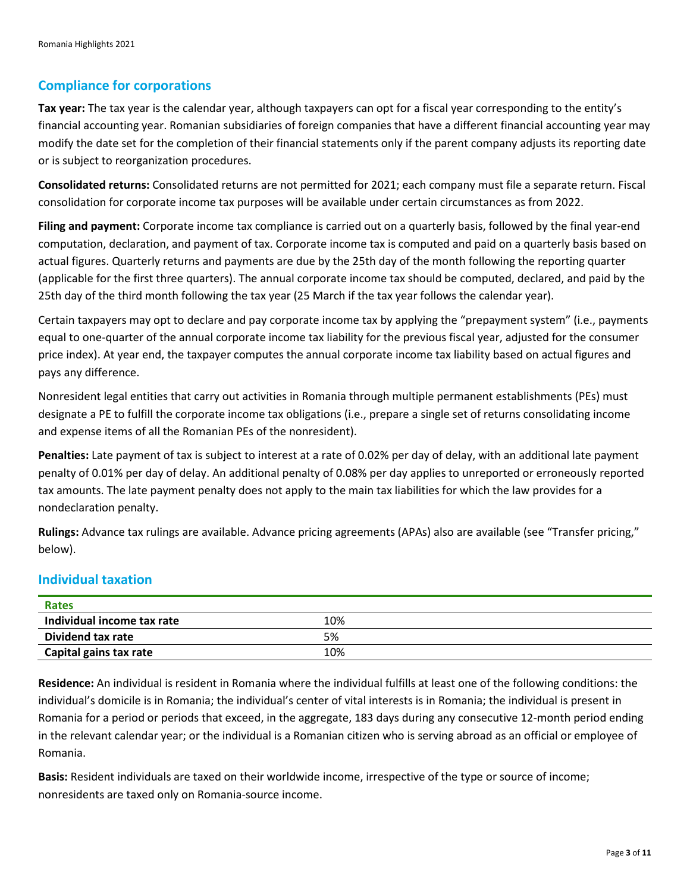## Compliance for corporations

**Tax year:** The tax year is the calendar year, although taxpayers can opt for a fiscal year corresponding to the entity's financial accounting year. Romanian subsidiaries of foreign companies that have a different financial accounting year may modify the date set for the completion of their financial statements only if the parent company adjusts its reporting date or is subject to reorganization procedures.

**Consolidated returns:** Consolidated returns are not permitted for 2021; each company must file a separate return. Fiscal consolidation for corporate income tax purposes will be available under certain circumstances as from 2022.

**Filing and payment:** Corporate income tax compliance is carried out on a quarterly basis, followed by the final year-end computation, declaration, and payment of tax. Corporate income tax is computed and paid on a quarterly basis based on actual figures. Quarterly returns and payments are due by the 25th day of the month following the reporting quarter (applicable for the first three quarters). The annual corporate income tax should be computed, declared, and paid by the 25th day of the third month following the tax year (25 March if the tax year follows the calendar year).

Certain taxpayers may opt to declare and pay corporate income tax by applying the "prepayment system" (i.e., payments equal to one-quarter of the annual corporate income tax liability for the previous fiscal year, adjusted for the consumer price index). At year end, the taxpayer computes the annual corporate income tax liability based on actual figures and pays any difference.

Nonresident legal entities that carry out activities in Romania through multiple permanent establishments (PEs) must designate a PE to fulfill the corporate income tax obligations (i.e., prepare a single set of returns consolidating income and expense items of all the Romanian PEs of the nonresident).

**Penalties:** Late payment of tax is subject to interest at a rate of 0.02% per day of delay, with an additional late payment penalty of 0.01% per day of delay. An additional penalty of 0.08% per day applies to unreported or erroneously reported tax amounts. The late payment penalty does not apply to the main tax liabilities for which the law provides for a nondeclaration penalty.

**Rulings:** Advance tax rulings are available. Advance pricing agreements (APAs) also are available (see "Transfer pricing," below).

## Individual taxation

| Rates | |
|---|---|
| **Individual income tax rate** | 10% |
| **Dividend tax rate** | 5% |
| **Capital gains tax rate** | 10% |

**Residence:** An individual is resident in Romania where the individual fulfills at least one of the following conditions: the individual's domicile is in Romania; the individual's center of vital interests is in Romania; the individual is present in Romania for a period or periods that exceed, in the aggregate, 183 days during any consecutive 12-month period ending in the relevant calendar year; or the individual is a Romanian citizen who is serving abroad as an official or employee of Romania.

**Basis:** Resident individuals are taxed on their worldwide income, irrespective of the type or source of income; nonresidents are taxed only on Romania-source income.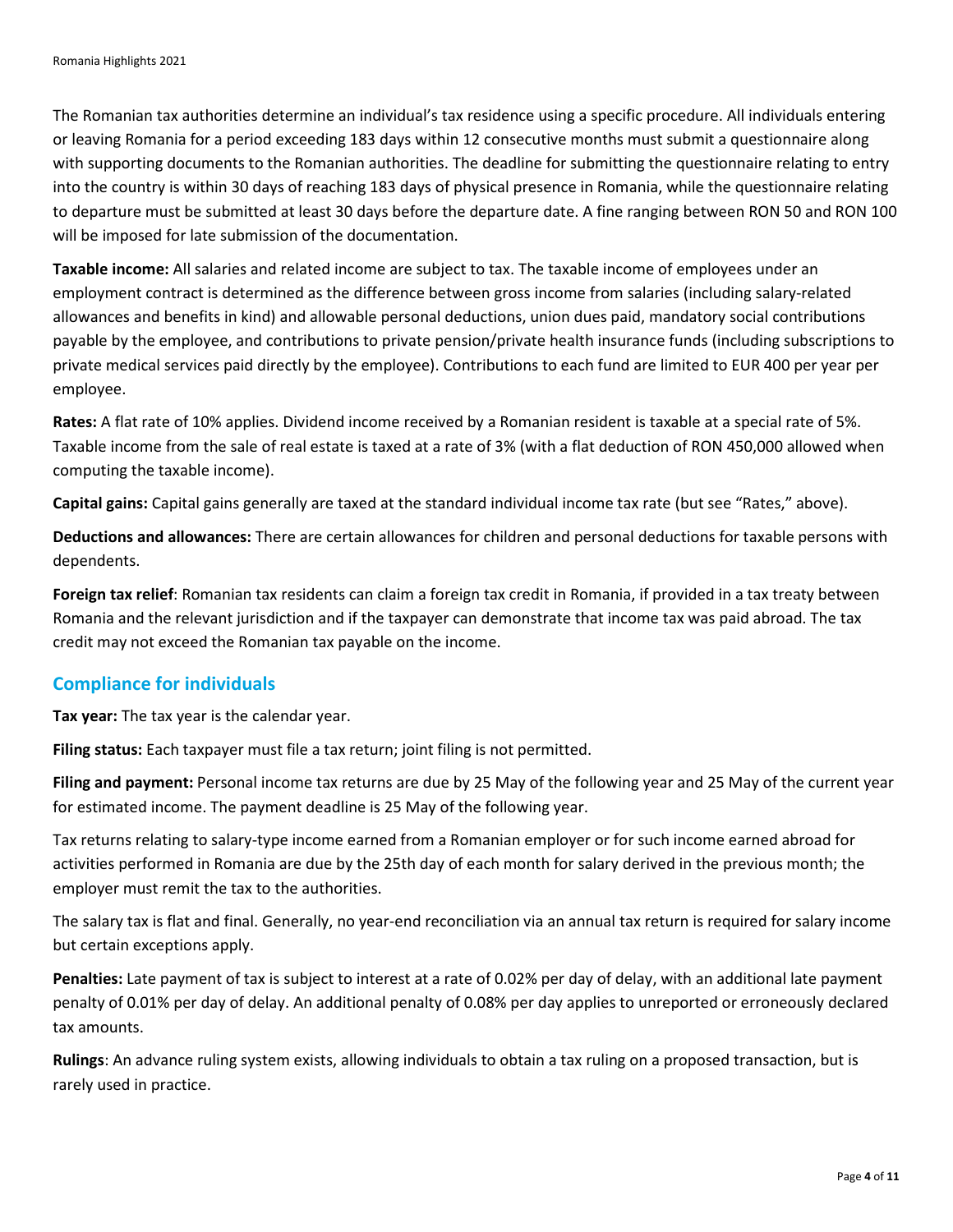The Romanian tax authorities determine an individual's tax residence using a specific procedure. All individuals entering or leaving Romania for a period exceeding 183 days within 12 consecutive months must submit a questionnaire along with supporting documents to the Romanian authorities. The deadline for submitting the questionnaire relating to entry into the country is within 30 days of reaching 183 days of physical presence in Romania, while the questionnaire relating to departure must be submitted at least 30 days before the departure date. A fine ranging between RON 50 and RON 100 will be imposed for late submission of the documentation.

**Taxable income:** All salaries and related income are subject to tax. The taxable income of employees under an employment contract is determined as the difference between gross income from salaries (including salary-related allowances and benefits in kind) and allowable personal deductions, union dues paid, mandatory social contributions payable by the employee, and contributions to private pension/private health insurance funds (including subscriptions to private medical services paid directly by the employee). Contributions to each fund are limited to EUR 400 per year per employee.

**Rates:** A flat rate of 10% applies. Dividend income received by a Romanian resident is taxable at a special rate of 5%. Taxable income from the sale of real estate is taxed at a rate of 3% (with a flat deduction of RON 450,000 allowed when computing the taxable income).

**Capital gains:** Capital gains generally are taxed at the standard individual income tax rate (but see "Rates," above).

**Deductions and allowances:** There are certain allowances for children and personal deductions for taxable persons with dependents.

**Foreign tax relief**: Romanian tax residents can claim a foreign tax credit in Romania, if provided in a tax treaty between Romania and the relevant jurisdiction and if the taxpayer can demonstrate that income tax was paid abroad. The tax credit may not exceed the Romanian tax payable on the income.

## Compliance for individuals

**Tax year:** The tax year is the calendar year.

**Filing status:** Each taxpayer must file a tax return; joint filing is not permitted.

**Filing and payment:** Personal income tax returns are due by 25 May of the following year and 25 May of the current year for estimated income. The payment deadline is 25 May of the following year.

Tax returns relating to salary-type income earned from a Romanian employer or for such income earned abroad for activities performed in Romania are due by the 25th day of each month for salary derived in the previous month; the employer must remit the tax to the authorities.

The salary tax is flat and final. Generally, no year-end reconciliation via an annual tax return is required for salary income but certain exceptions apply.

**Penalties:** Late payment of tax is subject to interest at a rate of 0.02% per day of delay, with an additional late payment penalty of 0.01% per day of delay. An additional penalty of 0.08% per day applies to unreported or erroneously declared tax amounts.

**Rulings**: An advance ruling system exists, allowing individuals to obtain a tax ruling on a proposed transaction, but is rarely used in practice.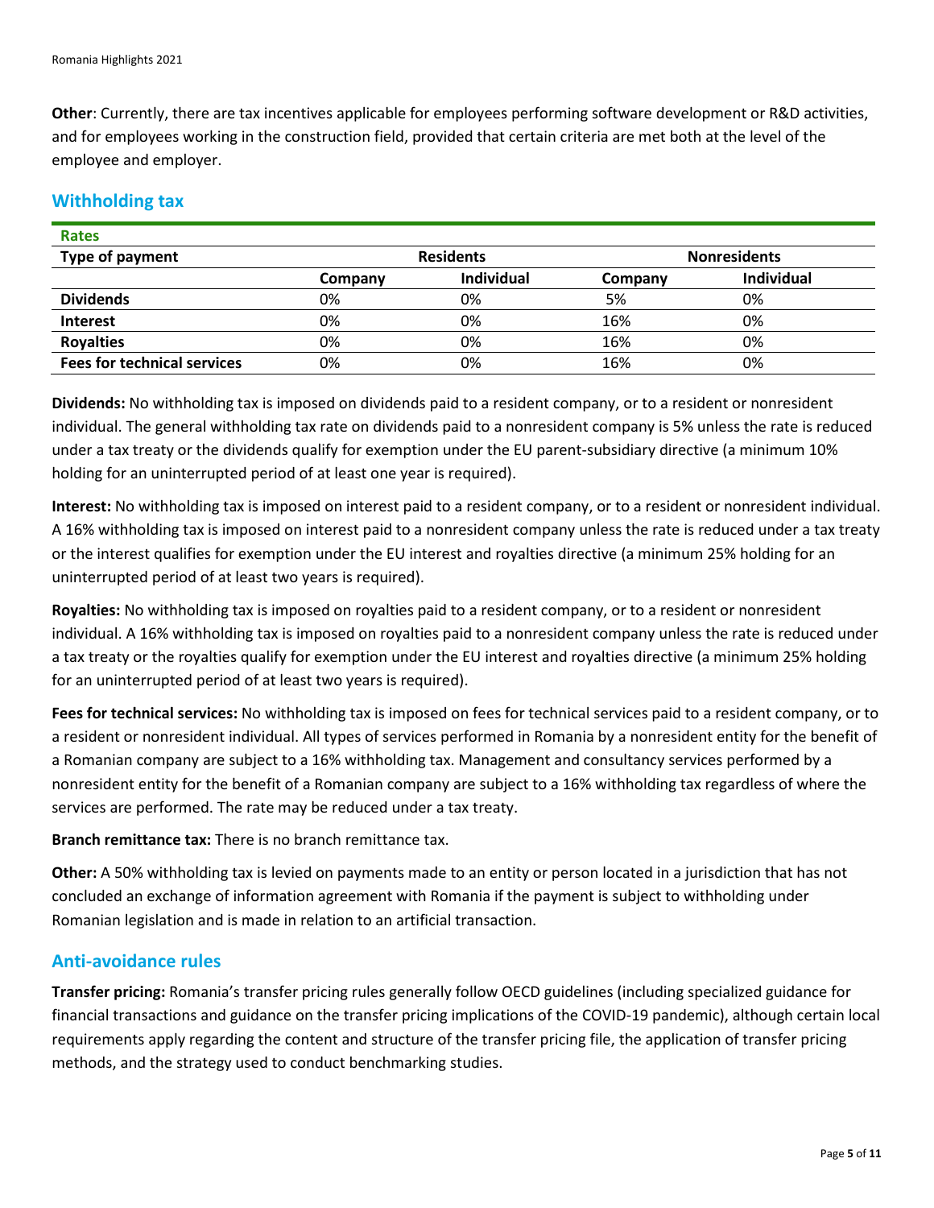**Other**: Currently, there are tax incentives applicable for employees performing software development or R&D activities, and for employees working in the construction field, provided that certain criteria are met both at the level of the employee and employer.

## Withholding tax

**Rates**

| Type of payment | Residents | | Nonresidents | |
|---|---|---|---|---|
| | Company | Individual | Company | Individual |
| **Dividends** | 0% | 0% | 5% | 0% |
| **Interest** | 0% | 0% | 16% | 0% |
| **Royalties** | 0% | 0% | 16% | 0% |
| **Fees for technical services** | 0% | 0% | 16% | 0% |

**Dividends:** No withholding tax is imposed on dividends paid to a resident company, or to a resident or nonresident individual. The general withholding tax rate on dividends paid to a nonresident company is 5% unless the rate is reduced under a tax treaty or the dividends qualify for exemption under the EU parent-subsidiary directive (a minimum 10% holding for an uninterrupted period of at least one year is required).

**Interest:** No withholding tax is imposed on interest paid to a resident company, or to a resident or nonresident individual. A 16% withholding tax is imposed on interest paid to a nonresident company unless the rate is reduced under a tax treaty or the interest qualifies for exemption under the EU interest and royalties directive (a minimum 25% holding for an uninterrupted period of at least two years is required).

**Royalties:** No withholding tax is imposed on royalties paid to a resident company, or to a resident or nonresident individual. A 16% withholding tax is imposed on royalties paid to a nonresident company unless the rate is reduced under a tax treaty or the royalties qualify for exemption under the EU interest and royalties directive (a minimum 25% holding for an uninterrupted period of at least two years is required).

**Fees for technical services:** No withholding tax is imposed on fees for technical services paid to a resident company, or to a resident or nonresident individual. All types of services performed in Romania by a nonresident entity for the benefit of a Romanian company are subject to a 16% withholding tax. Management and consultancy services performed by a nonresident entity for the benefit of a Romanian company are subject to a 16% withholding tax regardless of where the services are performed. The rate may be reduced under a tax treaty.

**Branch remittance tax:** There is no branch remittance tax.

**Other:** A 50% withholding tax is levied on payments made to an entity or person located in a jurisdiction that has not concluded an exchange of information agreement with Romania if the payment is subject to withholding under Romanian legislation and is made in relation to an artificial transaction.

## Anti-avoidance rules

**Transfer pricing:** Romania's transfer pricing rules generally follow OECD guidelines (including specialized guidance for financial transactions and guidance on the transfer pricing implications of the COVID-19 pandemic), although certain local requirements apply regarding the content and structure of the transfer pricing file, the application of transfer pricing methods, and the strategy used to conduct benchmarking studies.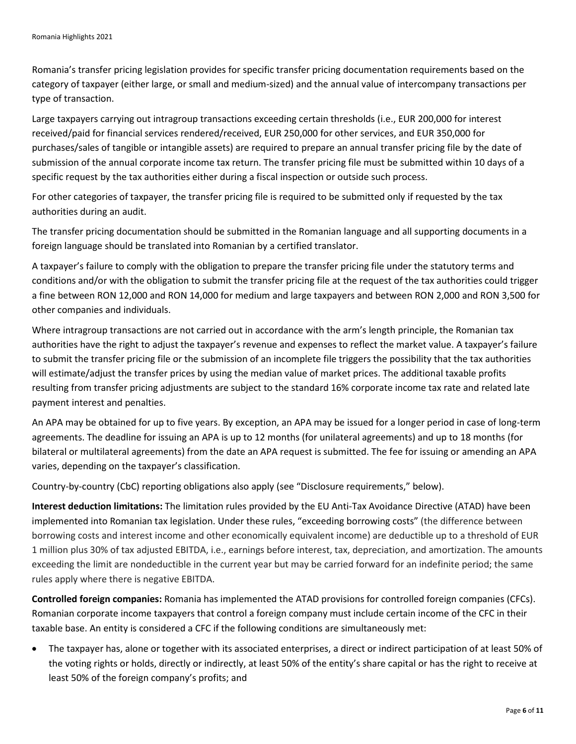Romania's transfer pricing legislation provides for specific transfer pricing documentation requirements based on the category of taxpayer (either large, or small and medium-sized) and the annual value of intercompany transactions per type of transaction.

Large taxpayers carrying out intragroup transactions exceeding certain thresholds (i.e., EUR 200,000 for interest received/paid for financial services rendered/received, EUR 250,000 for other services, and EUR 350,000 for purchases/sales of tangible or intangible assets) are required to prepare an annual transfer pricing file by the date of submission of the annual corporate income tax return. The transfer pricing file must be submitted within 10 days of a specific request by the tax authorities either during a fiscal inspection or outside such process.

For other categories of taxpayer, the transfer pricing file is required to be submitted only if requested by the tax authorities during an audit.

The transfer pricing documentation should be submitted in the Romanian language and all supporting documents in a foreign language should be translated into Romanian by a certified translator.

A taxpayer's failure to comply with the obligation to prepare the transfer pricing file under the statutory terms and conditions and/or with the obligation to submit the transfer pricing file at the request of the tax authorities could trigger a fine between RON 12,000 and RON 14,000 for medium and large taxpayers and between RON 2,000 and RON 3,500 for other companies and individuals.

Where intragroup transactions are not carried out in accordance with the arm's length principle, the Romanian tax authorities have the right to adjust the taxpayer's revenue and expenses to reflect the market value. A taxpayer's failure to submit the transfer pricing file or the submission of an incomplete file triggers the possibility that the tax authorities will estimate/adjust the transfer prices by using the median value of market prices. The additional taxable profits resulting from transfer pricing adjustments are subject to the standard 16% corporate income tax rate and related late payment interest and penalties.

An APA may be obtained for up to five years. By exception, an APA may be issued for a longer period in case of long-term agreements. The deadline for issuing an APA is up to 12 months (for unilateral agreements) and up to 18 months (for bilateral or multilateral agreements) from the date an APA request is submitted. The fee for issuing or amending an APA varies, depending on the taxpayer's classification.

Country-by-country (CbC) reporting obligations also apply (see "Disclosure requirements," below).

**Interest deduction limitations:** The limitation rules provided by the EU Anti-Tax Avoidance Directive (ATAD) have been implemented into Romanian tax legislation. Under these rules, "exceeding borrowing costs" (the difference between borrowing costs and interest income and other economically equivalent income) are deductible up to a threshold of EUR 1 million plus 30% of tax adjusted EBITDA, i.e., earnings before interest, tax, depreciation, and amortization. The amounts exceeding the limit are nondeductible in the current year but may be carried forward for an indefinite period; the same rules apply where there is negative EBITDA.

**Controlled foreign companies:** Romania has implemented the ATAD provisions for controlled foreign companies (CFCs). Romanian corporate income taxpayers that control a foreign company must include certain income of the CFC in their taxable base. An entity is considered a CFC if the following conditions are simultaneously met:

- The taxpayer has, alone or together with its associated enterprises, a direct or indirect participation of at least 50% of the voting rights or holds, directly or indirectly, at least 50% of the entity's share capital or has the right to receive at least 50% of the foreign company's profits; and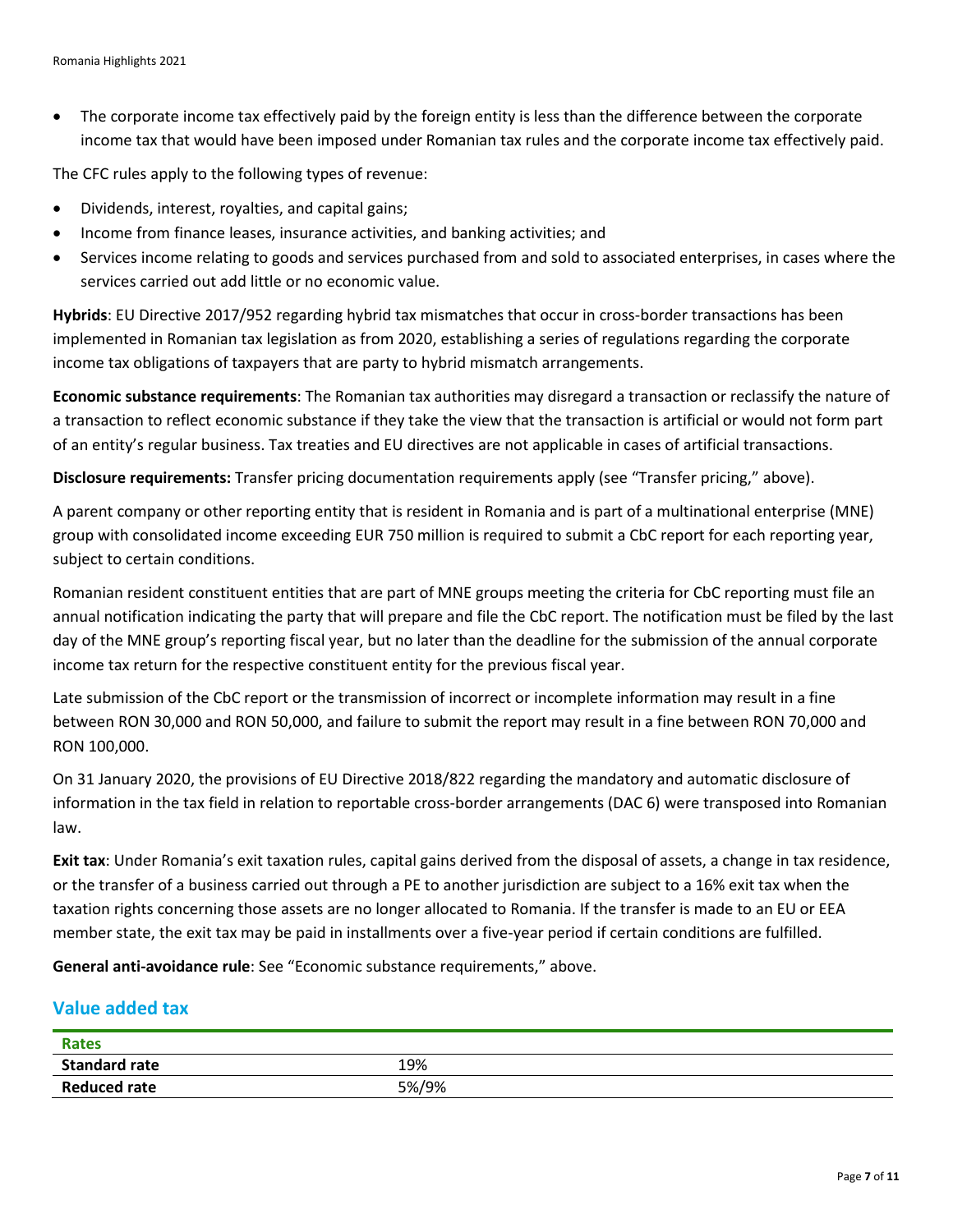- The corporate income tax effectively paid by the foreign entity is less than the difference between the corporate income tax that would have been imposed under Romanian tax rules and the corporate income tax effectively paid.

The CFC rules apply to the following types of revenue:

- Dividends, interest, royalties, and capital gains;
- Income from finance leases, insurance activities, and banking activities; and
- Services income relating to goods and services purchased from and sold to associated enterprises, in cases where the services carried out add little or no economic value.

**Hybrids**: EU Directive 2017/952 regarding hybrid tax mismatches that occur in cross-border transactions has been implemented in Romanian tax legislation as from 2020, establishing a series of regulations regarding the corporate income tax obligations of taxpayers that are party to hybrid mismatch arrangements.

**Economic substance requirements**: The Romanian tax authorities may disregard a transaction or reclassify the nature of a transaction to reflect economic substance if they take the view that the transaction is artificial or would not form part of an entity's regular business. Tax treaties and EU directives are not applicable in cases of artificial transactions.

**Disclosure requirements:** Transfer pricing documentation requirements apply (see "Transfer pricing," above).

A parent company or other reporting entity that is resident in Romania and is part of a multinational enterprise (MNE) group with consolidated income exceeding EUR 750 million is required to submit a CbC report for each reporting year, subject to certain conditions.

Romanian resident constituent entities that are part of MNE groups meeting the criteria for CbC reporting must file an annual notification indicating the party that will prepare and file the CbC report. The notification must be filed by the last day of the MNE group's reporting fiscal year, but no later than the deadline for the submission of the annual corporate income tax return for the respective constituent entity for the previous fiscal year.

Late submission of the CbC report or the transmission of incorrect or incomplete information may result in a fine between RON 30,000 and RON 50,000, and failure to submit the report may result in a fine between RON 70,000 and RON 100,000.

On 31 January 2020, the provisions of EU Directive 2018/822 regarding the mandatory and automatic disclosure of information in the tax field in relation to reportable cross-border arrangements (DAC 6) were transposed into Romanian law.

**Exit tax**: Under Romania's exit taxation rules, capital gains derived from the disposal of assets, a change in tax residence, or the transfer of a business carried out through a PE to another jurisdiction are subject to a 16% exit tax when the taxation rights concerning those assets are no longer allocated to Romania. If the transfer is made to an EU or EEA member state, the exit tax may be paid in installments over a five-year period if certain conditions are fulfilled.

**General anti-avoidance rule**: See "Economic substance requirements," above.

## Value added tax

| Rates | |
|---|---|
| **Standard rate** | 19% |
| **Reduced rate** | 5%/9% |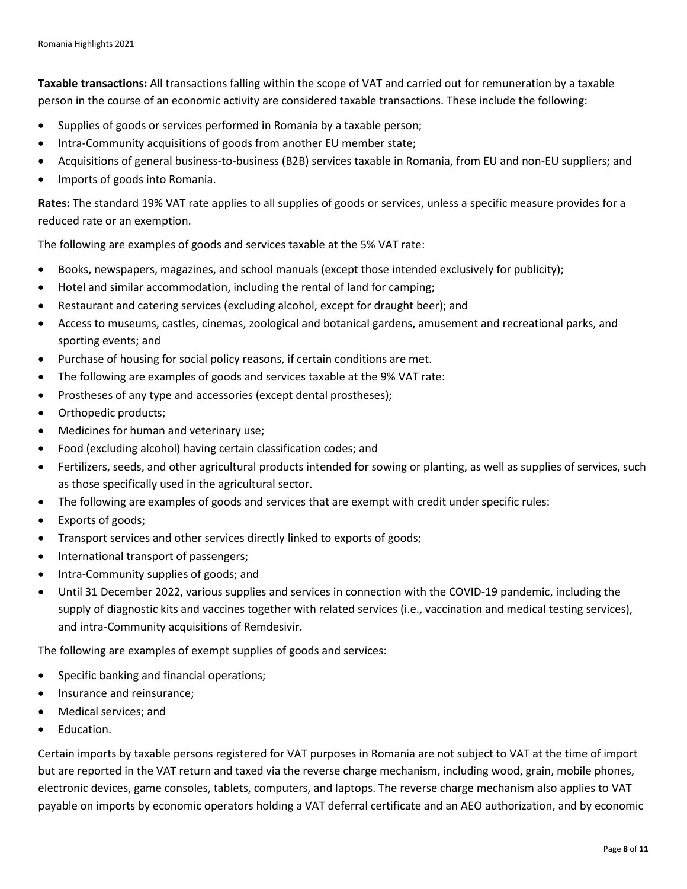**Taxable transactions:** All transactions falling within the scope of VAT and carried out for remuneration by a taxable person in the course of an economic activity are considered taxable transactions. These include the following:

- Supplies of goods or services performed in Romania by a taxable person;
- Intra-Community acquisitions of goods from another EU member state;
- Acquisitions of general business-to-business (B2B) services taxable in Romania, from EU and non-EU suppliers; and
- Imports of goods into Romania.

**Rates:** The standard 19% VAT rate applies to all supplies of goods or services, unless a specific measure provides for a reduced rate or an exemption.

The following are examples of goods and services taxable at the 5% VAT rate:

- Books, newspapers, magazines, and school manuals (except those intended exclusively for publicity);
- Hotel and similar accommodation, including the rental of land for camping;
- Restaurant and catering services (excluding alcohol, except for draught beer); and
- Access to museums, castles, cinemas, zoological and botanical gardens, amusement and recreational parks, and sporting events; and
- Purchase of housing for social policy reasons, if certain conditions are met.
- The following are examples of goods and services taxable at the 9% VAT rate:
- Prostheses of any type and accessories (except dental prostheses);
- Orthopedic products;
- Medicines for human and veterinary use;
- Food (excluding alcohol) having certain classification codes; and
- Fertilizers, seeds, and other agricultural products intended for sowing or planting, as well as supplies of services, such as those specifically used in the agricultural sector.
- The following are examples of goods and services that are exempt with credit under specific rules:
- Exports of goods;
- Transport services and other services directly linked to exports of goods;
- International transport of passengers;
- Intra-Community supplies of goods; and
- Until 31 December 2022, various supplies and services in connection with the COVID-19 pandemic, including the supply of diagnostic kits and vaccines together with related services (i.e., vaccination and medical testing services), and intra-Community acquisitions of Remdesivir.

The following are examples of exempt supplies of goods and services:

- Specific banking and financial operations;
- Insurance and reinsurance;
- Medical services; and
- Education.

Certain imports by taxable persons registered for VAT purposes in Romania are not subject to VAT at the time of import but are reported in the VAT return and taxed via the reverse charge mechanism, including wood, grain, mobile phones, electronic devices, game consoles, tablets, computers, and laptops. The reverse charge mechanism also applies to VAT payable on imports by economic operators holding a VAT deferral certificate and an AEO authorization, and by economic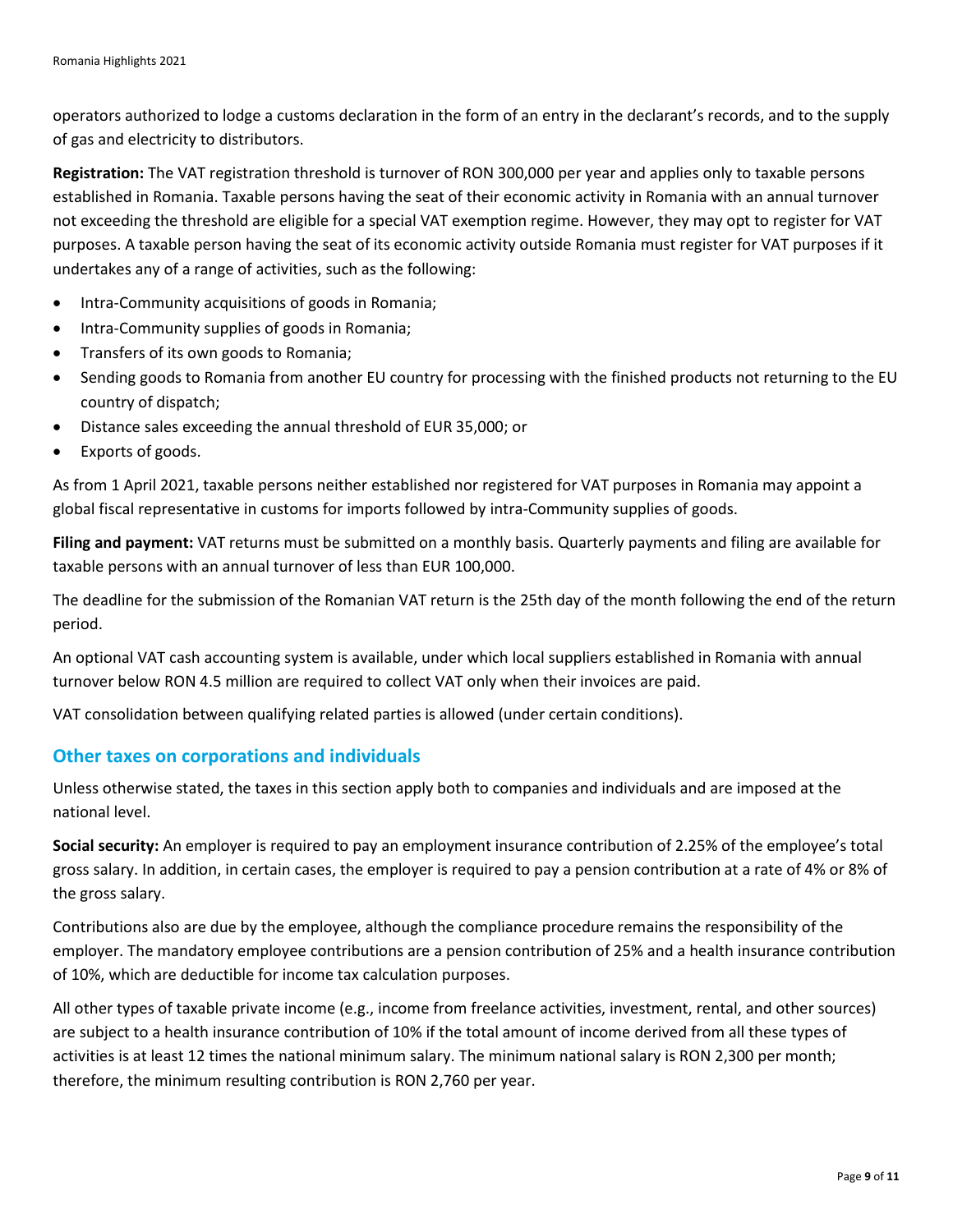operators authorized to lodge a customs declaration in the form of an entry in the declarant's records, and to the supply of gas and electricity to distributors.

**Registration:** The VAT registration threshold is turnover of RON 300,000 per year and applies only to taxable persons established in Romania. Taxable persons having the seat of their economic activity in Romania with an annual turnover not exceeding the threshold are eligible for a special VAT exemption regime. However, they may opt to register for VAT purposes. A taxable person having the seat of its economic activity outside Romania must register for VAT purposes if it undertakes any of a range of activities, such as the following:

- Intra-Community acquisitions of goods in Romania;
- Intra-Community supplies of goods in Romania;
- Transfers of its own goods to Romania;
- Sending goods to Romania from another EU country for processing with the finished products not returning to the EU country of dispatch;
- Distance sales exceeding the annual threshold of EUR 35,000; or
- Exports of goods.

As from 1 April 2021, taxable persons neither established nor registered for VAT purposes in Romania may appoint a global fiscal representative in customs for imports followed by intra-Community supplies of goods.

**Filing and payment:** VAT returns must be submitted on a monthly basis. Quarterly payments and filing are available for taxable persons with an annual turnover of less than EUR 100,000.

The deadline for the submission of the Romanian VAT return is the 25th day of the month following the end of the return period.

An optional VAT cash accounting system is available, under which local suppliers established in Romania with annual turnover below RON 4.5 million are required to collect VAT only when their invoices are paid.

VAT consolidation between qualifying related parties is allowed (under certain conditions).

## Other taxes on corporations and individuals

Unless otherwise stated, the taxes in this section apply both to companies and individuals and are imposed at the national level.

**Social security:** An employer is required to pay an employment insurance contribution of 2.25% of the employee's total gross salary. In addition, in certain cases, the employer is required to pay a pension contribution at a rate of 4% or 8% of the gross salary.

Contributions also are due by the employee, although the compliance procedure remains the responsibility of the employer. The mandatory employee contributions are a pension contribution of 25% and a health insurance contribution of 10%, which are deductible for income tax calculation purposes.

All other types of taxable private income (e.g., income from freelance activities, investment, rental, and other sources) are subject to a health insurance contribution of 10% if the total amount of income derived from all these types of activities is at least 12 times the national minimum salary. The minimum national salary is RON 2,300 per month; therefore, the minimum resulting contribution is RON 2,760 per year.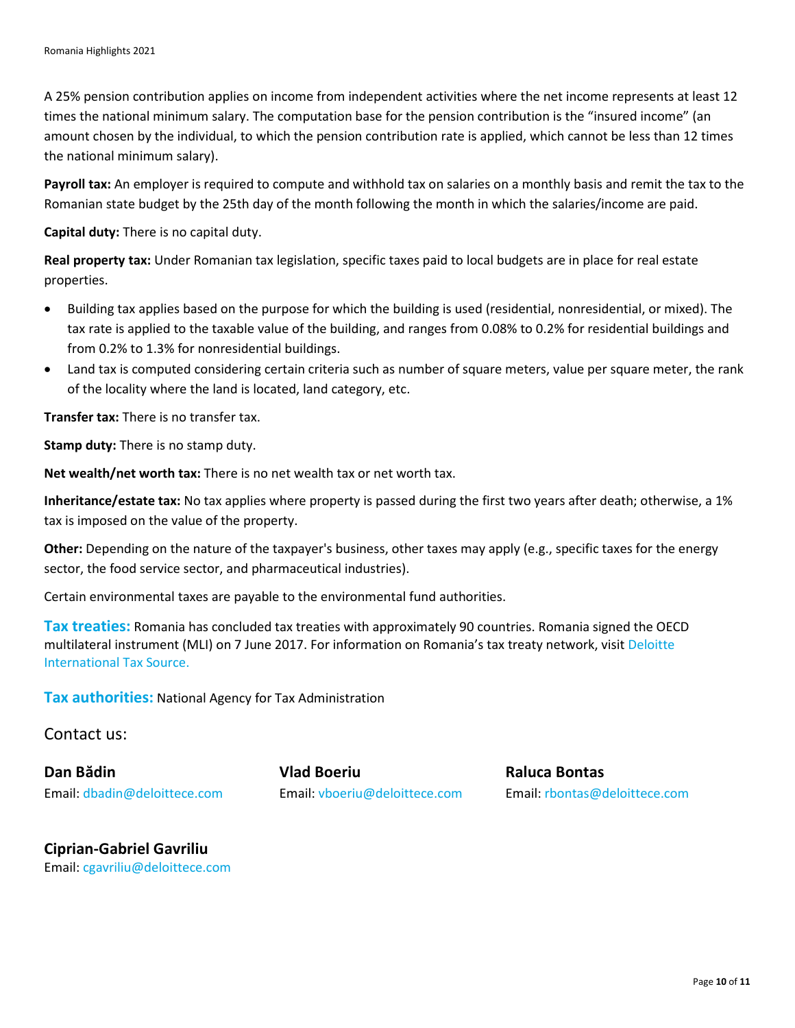A 25% pension contribution applies on income from independent activities where the net income represents at least 12 times the national minimum salary. The computation base for the pension contribution is the "insured income" (an amount chosen by the individual, to which the pension contribution rate is applied, which cannot be less than 12 times the national minimum salary).

**Payroll tax:** An employer is required to compute and withhold tax on salaries on a monthly basis and remit the tax to the Romanian state budget by the 25th day of the month following the month in which the salaries/income are paid.

**Capital duty:** There is no capital duty.

**Real property tax:** Under Romanian tax legislation, specific taxes paid to local budgets are in place for real estate properties.

- Building tax applies based on the purpose for which the building is used (residential, nonresidential, or mixed). The tax rate is applied to the taxable value of the building, and ranges from 0.08% to 0.2% for residential buildings and from 0.2% to 1.3% for nonresidential buildings.
- Land tax is computed considering certain criteria such as number of square meters, value per square meter, the rank of the locality where the land is located, land category, etc.

**Transfer tax:** There is no transfer tax.

**Stamp duty:** There is no stamp duty.

**Net wealth/net worth tax:** There is no net wealth tax or net worth tax.

**Inheritance/estate tax:** No tax applies where property is passed during the first two years after death; otherwise, a 1% tax is imposed on the value of the property.

**Other:** Depending on the nature of the taxpayer's business, other taxes may apply (e.g., specific taxes for the energy sector, the food service sector, and pharmaceutical industries).

Certain environmental taxes are payable to the environmental fund authorities.

**Tax treaties:** Romania has concluded tax treaties with approximately 90 countries. Romania signed the OECD multilateral instrument (MLI) on 7 June 2017. For information on Romania's tax treaty network, visit Deloitte International Tax Source.

**Tax authorities:** National Agency for Tax Administration

## Contact us:

**Dan Bădin**
Email: dbadin@deloittece.com

**Vlad Boeriu**
Email: vboeriu@deloittece.com

**Raluca Bontas**
Email: rbontas@deloittece.com

**Ciprian-Gabriel Gavriliu**
Email: cgavriliu@deloittece.com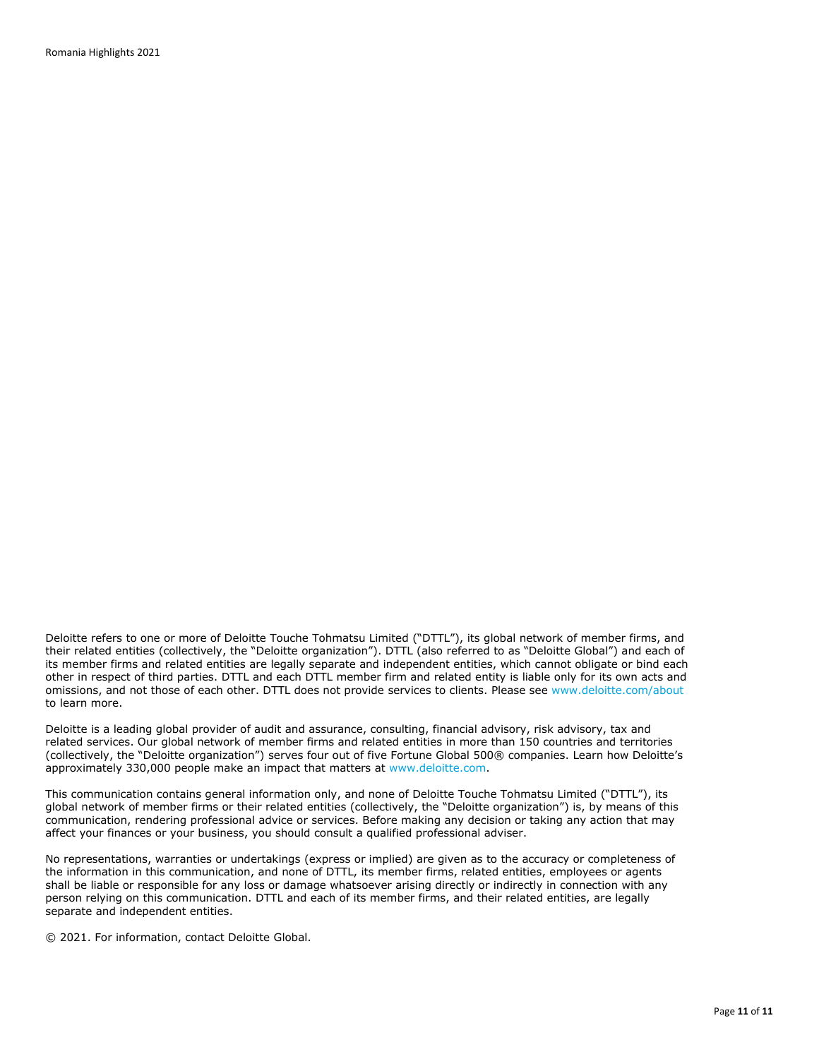Deloitte refers to one or more of Deloitte Touche Tohmatsu Limited ("DTTL"), its global network of member firms, and their related entities (collectively, the "Deloitte organization"). DTTL (also referred to as "Deloitte Global") and each of its member firms and related entities are legally separate and independent entities, which cannot obligate or bind each other in respect of third parties. DTTL and each DTTL member firm and related entity is liable only for its own acts and omissions, and not those of each other. DTTL does not provide services to clients. Please see www.deloitte.com/about to learn more.

Deloitte is a leading global provider of audit and assurance, consulting, financial advisory, risk advisory, tax and related services. Our global network of member firms and related entities in more than 150 countries and territories (collectively, the "Deloitte organization") serves four out of five Fortune Global 500® companies. Learn how Deloitte's approximately 330,000 people make an impact that matters at www.deloitte.com.

This communication contains general information only, and none of Deloitte Touche Tohmatsu Limited ("DTTL"), its global network of member firms or their related entities (collectively, the "Deloitte organization") is, by means of this communication, rendering professional advice or services. Before making any decision or taking any action that may affect your finances or your business, you should consult a qualified professional adviser.

No representations, warranties or undertakings (express or implied) are given as to the accuracy or completeness of the information in this communication, and none of DTTL, its member firms, related entities, employees or agents shall be liable or responsible for any loss or damage whatsoever arising directly or indirectly in connection with any person relying on this communication. DTTL and each of its member firms, and their related entities, are legally separate and independent entities.

© 2021. For information, contact Deloitte Global.